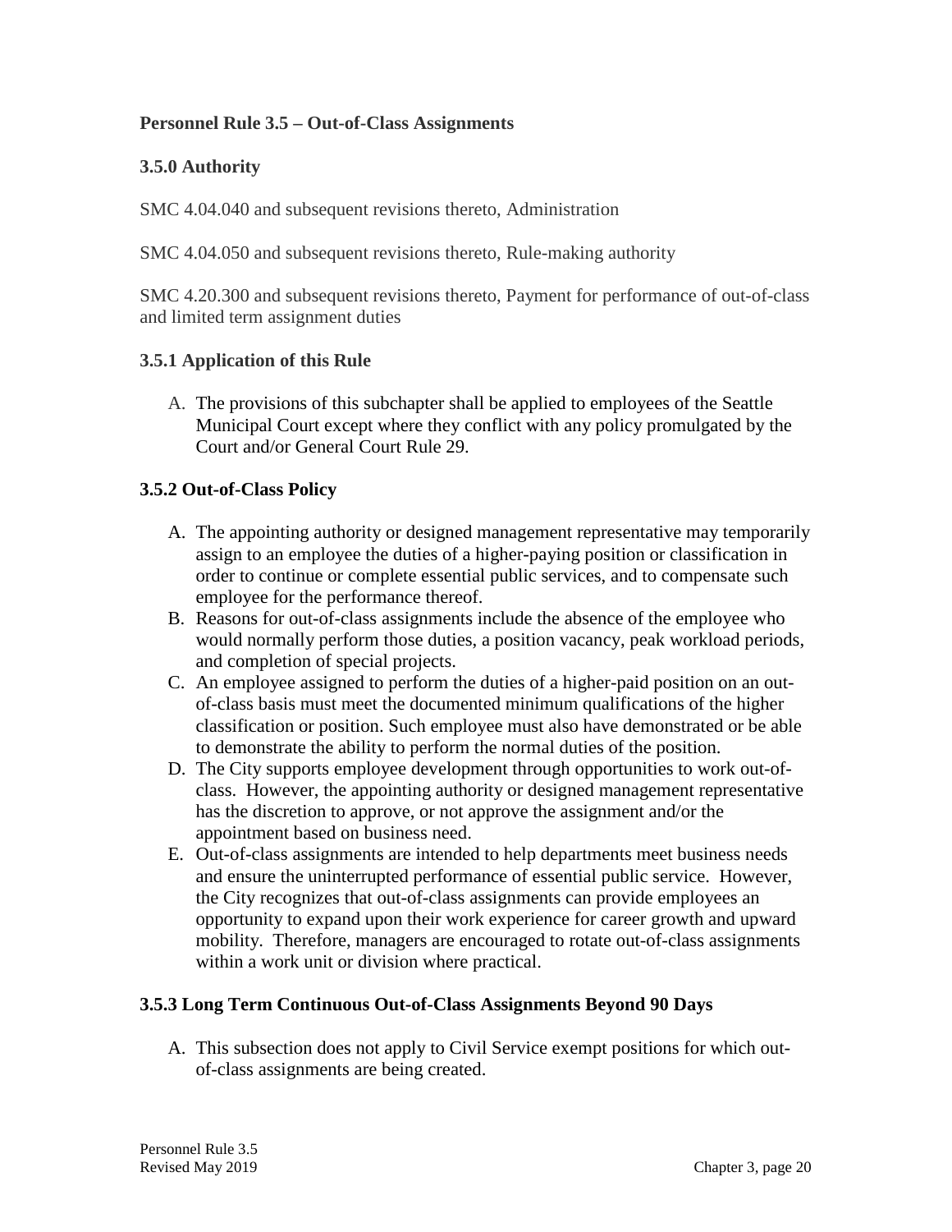**Personnel Rule 3.5 – Out-of-Class Assignments**

**3.5.0 Authority**

SMC 4.04.040 and subsequent revisions thereto, Administration

SMC 4.04.050 and subsequent revisions thereto, Rule-making authority

SMC 4.20.300 and subsequent revisions thereto, Payment for performance of out-of-class and limited term assignment duties

**3.5.1 Application of this Rule**

A. The provisions of this subchapter shall be applied to employees of the Seattle Municipal Court except where they conflict with any policy promulgated by the Court and/or General Court Rule 29.

**3.5.2 Out-of-Class Policy**

A. The appointing authority or designed management representative may temporarily assign to an employee the duties of a higher-paying position or classification in order to continue or complete essential public services, and to compensate such employee for the performance thereof.
B. Reasons for out-of-class assignments include the absence of the employee who would normally perform those duties, a position vacancy, peak workload periods, and completion of special projects.
C. An employee assigned to perform the duties of a higher-paid position on an out-of-class basis must meet the documented minimum qualifications of the higher classification or position. Such employee must also have demonstrated or be able to demonstrate the ability to perform the normal duties of the position.
D. The City supports employee development through opportunities to work out-of-class. However, the appointing authority or designed management representative has the discretion to approve, or not approve the assignment and/or the appointment based on business need.
E. Out-of-class assignments are intended to help departments meet business needs and ensure the uninterrupted performance of essential public service. However, the City recognizes that out-of-class assignments can provide employees an opportunity to expand upon their work experience for career growth and upward mobility. Therefore, managers are encouraged to rotate out-of-class assignments within a work unit or division where practical.

**3.5.3 Long Term Continuous Out-of-Class Assignments Beyond 90 Days**

A. This subsection does not apply to Civil Service exempt positions for which out-of-class assignments are being created.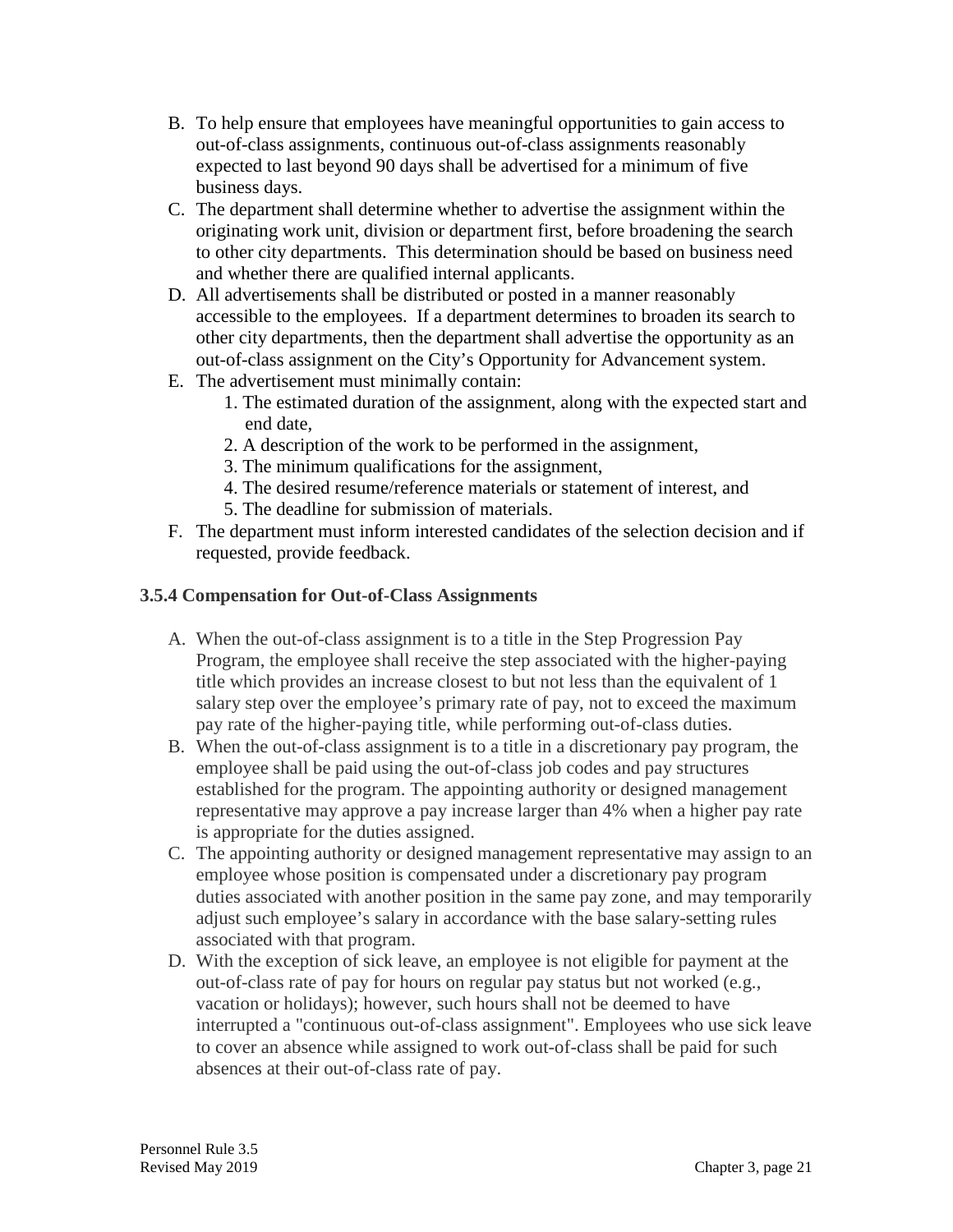B. To help ensure that employees have meaningful opportunities to gain access to out-of-class assignments, continuous out-of-class assignments reasonably expected to last beyond 90 days shall be advertised for a minimum of five business days.

C. The department shall determine whether to advertise the assignment within the originating work unit, division or department first, before broadening the search to other city departments. This determination should be based on business need and whether there are qualified internal applicants.

D. All advertisements shall be distributed or posted in a manner reasonably accessible to the employees. If a department determines to broaden its search to other city departments, then the department shall advertise the opportunity as an out-of-class assignment on the City's Opportunity for Advancement system.

E. The advertisement must minimally contain:
    1. The estimated duration of the assignment, along with the expected start and end date,
    2. A description of the work to be performed in the assignment,
    3. The minimum qualifications for the assignment,
    4. The desired resume/reference materials or statement of interest, and
    5. The deadline for submission of materials.

F. The department must inform interested candidates of the selection decision and if requested, provide feedback.

### 3.5.4 Compensation for Out-of-Class Assignments

A. When the out-of-class assignment is to a title in the Step Progression Pay Program, the employee shall receive the step associated with the higher-paying title which provides an increase closest to but not less than the equivalent of 1 salary step over the employee's primary rate of pay, not to exceed the maximum pay rate of the higher-paying title, while performing out-of-class duties.

B. When the out-of-class assignment is to a title in a discretionary pay program, the employee shall be paid using the out-of-class job codes and pay structures established for the program. The appointing authority or designed management representative may approve a pay increase larger than 4% when a higher pay rate is appropriate for the duties assigned.

C. The appointing authority or designed management representative may assign to an employee whose position is compensated under a discretionary pay program duties associated with another position in the same pay zone, and may temporarily adjust such employee's salary in accordance with the base salary-setting rules associated with that program.

D. With the exception of sick leave, an employee is not eligible for payment at the out-of-class rate of pay for hours on regular pay status but not worked (e.g., vacation or holidays); however, such hours shall not be deemed to have interrupted a "continuous out-of-class assignment". Employees who use sick leave to cover an absence while assigned to work out-of-class shall be paid for such absences at their out-of-class rate of pay.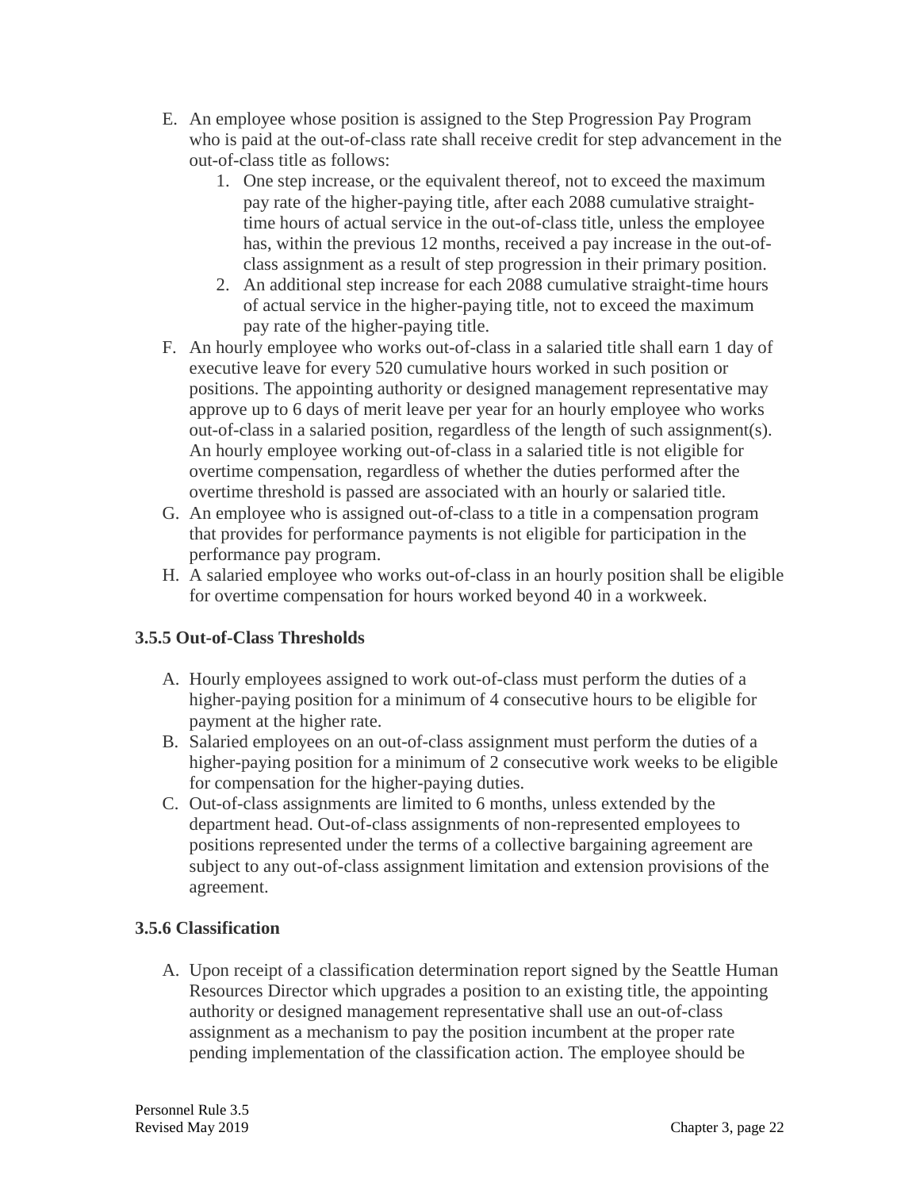E. An employee whose position is assigned to the Step Progression Pay Program who is paid at the out-of-class rate shall receive credit for step advancement in the out-of-class title as follows:
   1. One step increase, or the equivalent thereof, not to exceed the maximum pay rate of the higher-paying title, after each 2088 cumulative straight-time hours of actual service in the out-of-class title, unless the employee has, within the previous 12 months, received a pay increase in the out-of-class assignment as a result of step progression in their primary position.
   2. An additional step increase for each 2088 cumulative straight-time hours of actual service in the higher-paying title, not to exceed the maximum pay rate of the higher-paying title.

F. An hourly employee who works out-of-class in a salaried title shall earn 1 day of executive leave for every 520 cumulative hours worked in such position or positions. The appointing authority or designed management representative may approve up to 6 days of merit leave per year for an hourly employee who works out-of-class in a salaried position, regardless of the length of such assignment(s). An hourly employee working out-of-class in a salaried title is not eligible for overtime compensation, regardless of whether the duties performed after the overtime threshold is passed are associated with an hourly or salaried title.

G. An employee who is assigned out-of-class to a title in a compensation program that provides for performance payments is not eligible for participation in the performance pay program.

H. A salaried employee who works out-of-class in an hourly position shall be eligible for overtime compensation for hours worked beyond 40 in a workweek.

### 3.5.5 Out-of-Class Thresholds

A. Hourly employees assigned to work out-of-class must perform the duties of a higher-paying position for a minimum of 4 consecutive hours to be eligible for payment at the higher rate.

B. Salaried employees on an out-of-class assignment must perform the duties of a higher-paying position for a minimum of 2 consecutive work weeks to be eligible for compensation for the higher-paying duties.

C. Out-of-class assignments are limited to 6 months, unless extended by the department head. Out-of-class assignments of non-represented employees to positions represented under the terms of a collective bargaining agreement are subject to any out-of-class assignment limitation and extension provisions of the agreement.

### 3.5.6 Classification

A. Upon receipt of a classification determination report signed by the Seattle Human Resources Director which upgrades a position to an existing title, the appointing authority or designed management representative shall use an out-of-class assignment as a mechanism to pay the position incumbent at the proper rate pending implementation of the classification action. The employee should be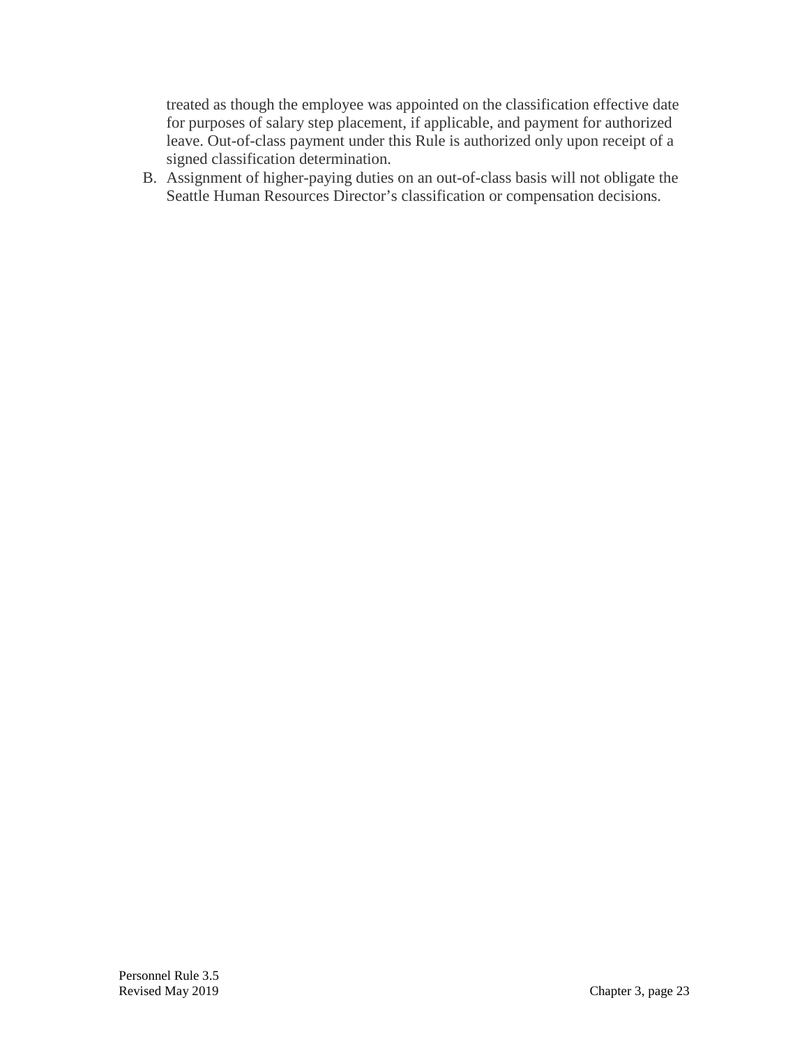treated as though the employee was appointed on the classification effective date for purposes of salary step placement, if applicable, and payment for authorized leave. Out-of-class payment under this Rule is authorized only upon receipt of a signed classification determination.

B. Assignment of higher-paying duties on an out-of-class basis will not obligate the Seattle Human Resources Director's classification or compensation decisions.